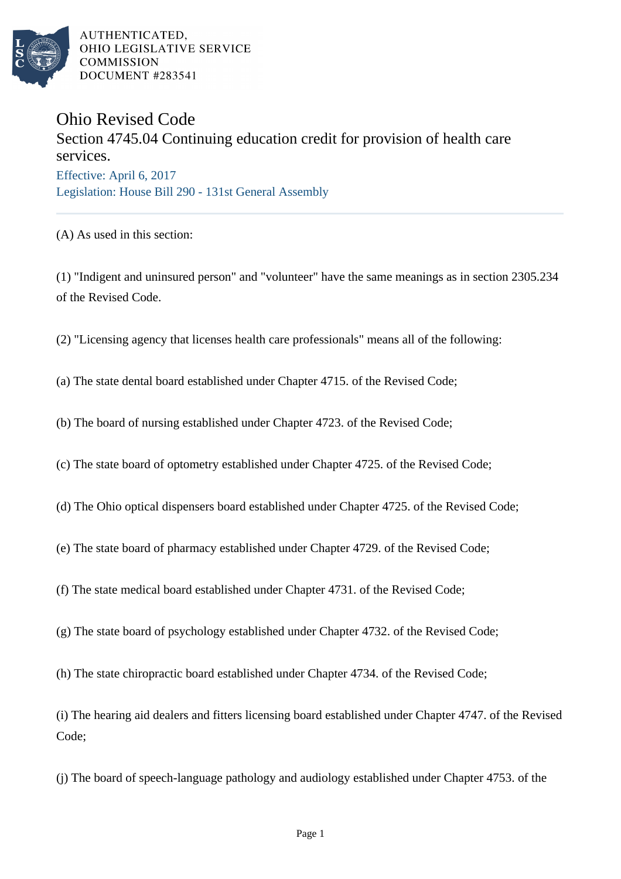AUTHENTICATED,
OHIO LEGISLATIVE SERVICE
COMMISSION
DOCUMENT #283541

# Ohio Revised Code

## Section 4745.04 Continuing education credit for provision of health care services.

Effective: April 6, 2017

Legislation: House Bill 290 - 131st General Assembly

---

(A) As used in this section:

(1) "Indigent and uninsured person" and "volunteer" have the same meanings as in section 2305.234 of the Revised Code.

(2) "Licensing agency that licenses health care professionals" means all of the following:

(a) The state dental board established under Chapter 4715. of the Revised Code;

(b) The board of nursing established under Chapter 4723. of the Revised Code;

(c) The state board of optometry established under Chapter 4725. of the Revised Code;

(d) The Ohio optical dispensers board established under Chapter 4725. of the Revised Code;

(e) The state board of pharmacy established under Chapter 4729. of the Revised Code;

(f) The state medical board established under Chapter 4731. of the Revised Code;

(g) The state board of psychology established under Chapter 4732. of the Revised Code;

(h) The state chiropractic board established under Chapter 4734. of the Revised Code;

(i) The hearing aid dealers and fitters licensing board established under Chapter 4747. of the Revised Code;

(j) The board of speech-language pathology and audiology established under Chapter 4753. of the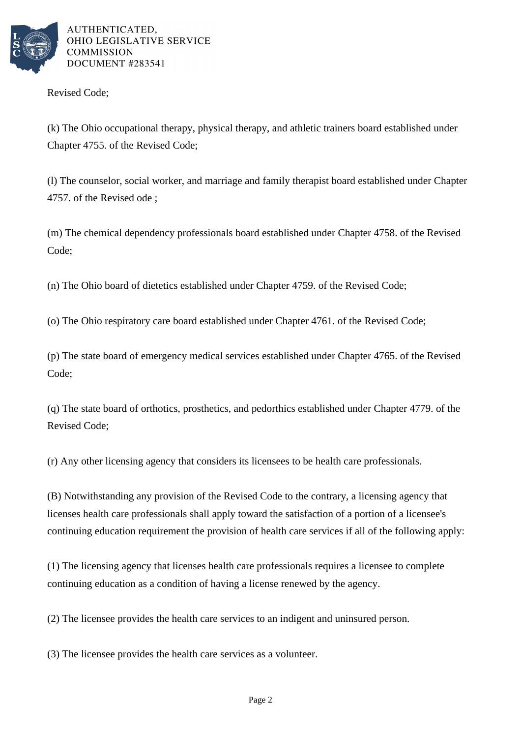Revised Code;

(k) The Ohio occupational therapy, physical therapy, and athletic trainers board established under Chapter 4755. of the Revised Code;

(l) The counselor, social worker, and marriage and family therapist board established under Chapter 4757. of the Revised ode ;

(m) The chemical dependency professionals board established under Chapter 4758. of the Revised Code;

(n) The Ohio board of dietetics established under Chapter 4759. of the Revised Code;

(o) The Ohio respiratory care board established under Chapter 4761. of the Revised Code;

(p) The state board of emergency medical services established under Chapter 4765. of the Revised Code;

(q) The state board of orthotics, prosthetics, and pedorthics established under Chapter 4779. of the Revised Code;

(r) Any other licensing agency that considers its licensees to be health care professionals.

(B) Notwithstanding any provision of the Revised Code to the contrary, a licensing agency that licenses health care professionals shall apply toward the satisfaction of a portion of a licensee's continuing education requirement the provision of health care services if all of the following apply:

(1) The licensing agency that licenses health care professionals requires a licensee to complete continuing education as a condition of having a license renewed by the agency.

(2) The licensee provides the health care services to an indigent and uninsured person.

(3) The licensee provides the health care services as a volunteer.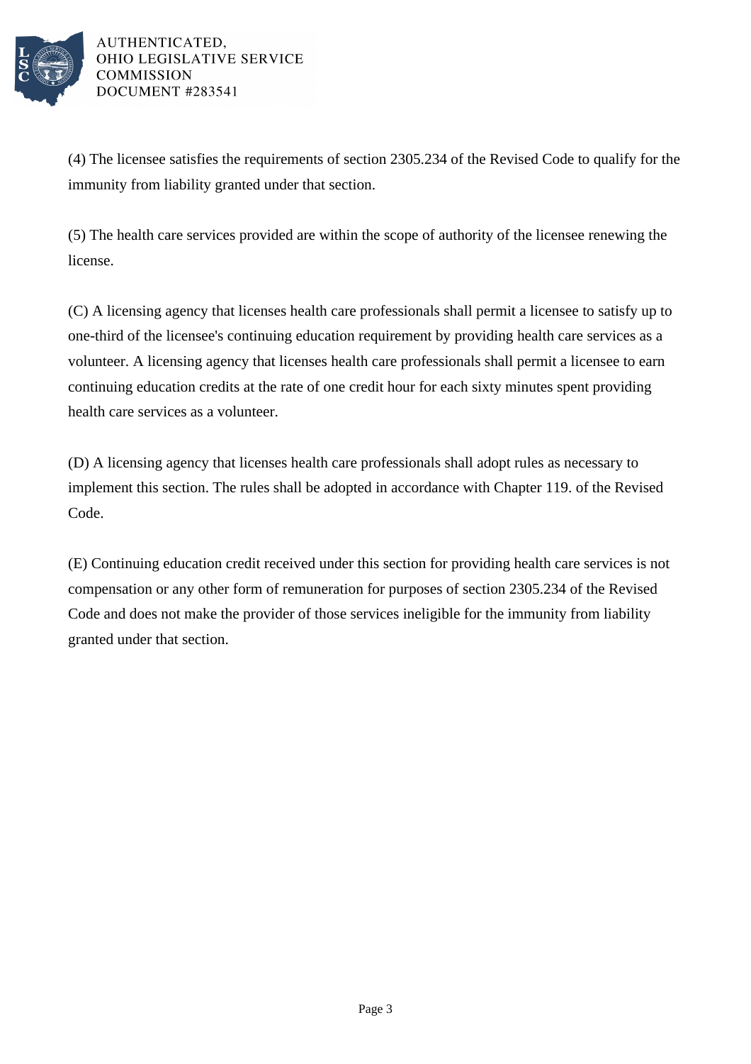(4) The licensee satisfies the requirements of section 2305.234 of the Revised Code to qualify for the immunity from liability granted under that section.

(5) The health care services provided are within the scope of authority of the licensee renewing the license.

(C) A licensing agency that licenses health care professionals shall permit a licensee to satisfy up to one-third of the licensee's continuing education requirement by providing health care services as a volunteer. A licensing agency that licenses health care professionals shall permit a licensee to earn continuing education credits at the rate of one credit hour for each sixty minutes spent providing health care services as a volunteer.

(D) A licensing agency that licenses health care professionals shall adopt rules as necessary to implement this section. The rules shall be adopted in accordance with Chapter 119. of the Revised Code.

(E) Continuing education credit received under this section for providing health care services is not compensation or any other form of remuneration for purposes of section 2305.234 of the Revised Code and does not make the provider of those services ineligible for the immunity from liability granted under that section.